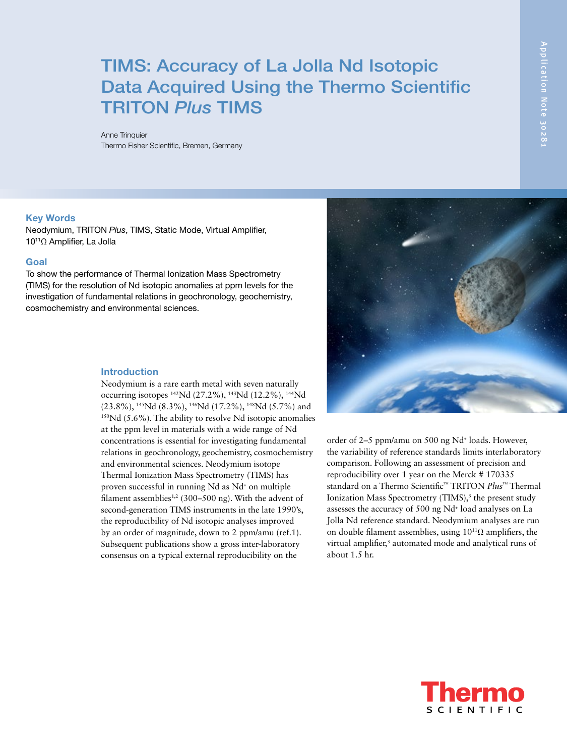# TIMS: Accuracy of La Jolla Nd Isotopic Data Acquired Using the Thermo Scientific TRITON *Plus* TIMS

Anne Trinquier
Thermo Fisher Scientific, Bremen, Germany

Application Note 30281

## Key Words

Neodymium, TRITON *Plus*, TIMS, Static Mode, Virtual Amplifier, $10^{11}\Omega$ Amplifier, La Jolla

## Goal

To show the performance of Thermal Ionization Mass Spectrometry (TIMS) for the resolution of Nd isotopic anomalies at ppm levels for the investigation of fundamental relations in geochronology, geochemistry, cosmochemistry and environmental sciences.

## Introduction

Neodymium is a rare earth metal with seven naturally occurring isotopes $^{142}$Nd (27.2%), $^{143}$Nd (12.2%), $^{144}$Nd (23.8%), $^{145}$Nd (8.3%), $^{146}$Nd (17.2%), $^{148}$Nd (5.7%) and $^{150}$Nd (5.6%). The ability to resolve Nd isotopic anomalies at the ppm level in materials with a wide range of Nd concentrations is essential for investigating fundamental relations in geochronology, geochemistry, cosmochemistry and environmental sciences. Neodymium isotope Thermal Ionization Mass Spectrometry (TIMS) has proven successful in running Nd as $Nd^+$ on multiple filament assemblies[1,2] (300–500 ng). With the advent of second-generation TIMS instruments in the late 1990's, the reproducibility of Nd isotopic analyses improved by an order of magnitude, down to 2 ppm/amu (ref.1). Subsequent publications show a gross inter-laboratory consensus on a typical external reproducibility on the order of 2–5 ppm/amu on 500 ng $Nd^+$ loads. However, the variability of reference standards limits interlaboratory comparison. Following an assessment of precision and reproducibility over 1 year on the Merck # 170335 standard on a Thermo Scientific™ TRITON *Plus*™ Thermal Ionization Mass Spectrometry (TIMS),[3] the present study assesses the accuracy of 500 ng $Nd^+$ load analyses on La Jolla Nd reference standard. Neodymium analyses are run on double filament assemblies, using $10^{11}\Omega$ amplifiers, the virtual amplifier,[3] automated mode and analytical runs of about 1.5 hr.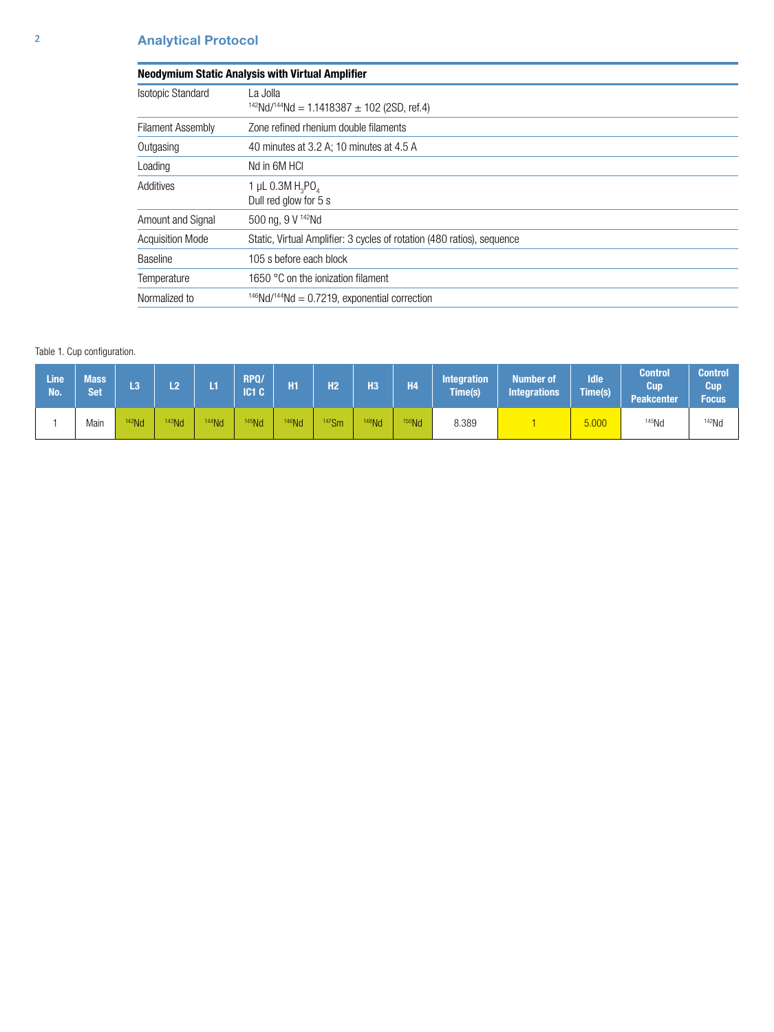## Analytical Protocol

| Neodymium Static Analysis with Virtual Amplifier | |
|---|---|
| Isotopic Standard | La Jolla<br>$^{142}$Nd/$^{144}$Nd = 1.1418387 ± 102 (2SD, ref.4) |
| Filament Assembly | Zone refined rhenium double filaments |
| Outgasing | 40 minutes at 3.2 A; 10 minutes at 4.5 A |
| Loading | Nd in 6M HCl |
| Additives | 1 µL 0.3M $H_3PO_4$<br>Dull red glow for 5 s |
| Amount and Signal | 500 ng, 9 V $^{142}$Nd |
| Acquisition Mode | Static, Virtual Amplifier: 3 cycles of rotation (480 ratios), sequence |
| Baseline | 105 s before each block |
| Temperature | 1650 °C on the ionization filament |
| Normalized to | $^{146}$Nd/$^{144}$Nd = 0.7219, exponential correction |

Table 1. Cup configuration.

| Line No. | Mass Set | L3 | L2 | L1 | RPQ/ IC1 C | H1 | H2 | H3 | H4 | Integration Time(s) | Number of Integrations | Idle Time(s) | Control Cup Peakcenter | Control Cup Focus |
|---|---|---|---|---|---|---|---|---|---|---|---|---|---|---|
| 1 | Main | $^{142}$Nd | $^{143}$Nd | $^{144}$Nd | $^{145}$Nd | $^{146}$Nd | $^{147}$Sm | $^{148}$Nd | $^{150}$Nd | 8.389 | 1 | 5.000 | $^{145}$Nd | $^{142}$Nd |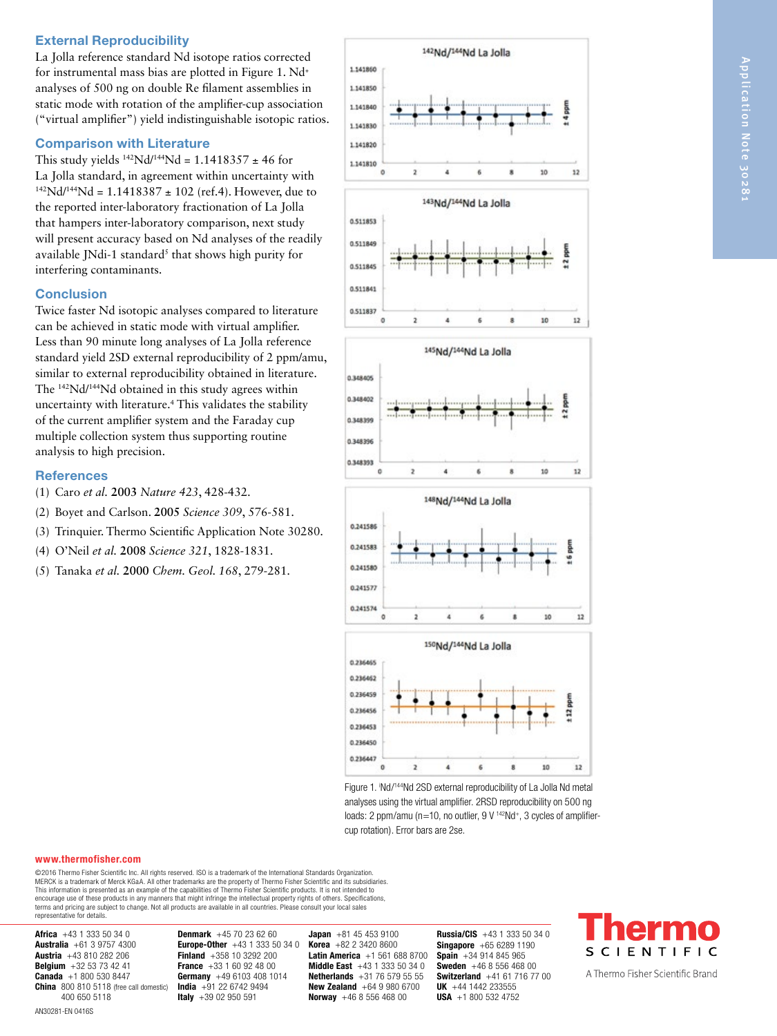## External Reproducibility

La Jolla reference standard Nd isotope ratios corrected for instrumental mass bias are plotted in Figure 1. $Nd^+$ analyses of 500 ng on double Re filament assemblies in static mode with rotation of the amplifier-cup association ("virtual amplifier") yield indistinguishable isotopic ratios.

## Comparison with Literature

This study yields $^{142}Nd/^{144}Nd = 1.1418357 \pm 46$ for La Jolla standard, in agreement within uncertainty with $^{142}Nd/^{144}Nd = 1.1418387 \pm 102$ (ref.4). However, due to the reported inter-laboratory fractionation of La Jolla that hampers inter-laboratory comparison, next study will present accuracy based on Nd analyses of the readily available JNdi-1 standard[5] that shows high purity for interfering contaminants.

## Conclusion

Twice faster Nd isotopic analyses compared to literature can be achieved in static mode with virtual amplifier. Less than 90 minute long analyses of La Jolla reference standard yield 2SD external reproducibility of 2 ppm/amu, similar to external reproducibility obtained in literature. The $^{142}Nd/^{144}Nd$ obtained in this study agrees within uncertainty with literature.[4] This validates the stability of the current amplifier system and the Faraday cup multiple collection system thus supporting routine analysis to high precision.

## References

(1) Caro *et al.* **2003** *Nature 423*, 428-432.

(2) Boyet and Carlson. **2005** *Science 309*, 576-581.

(3) Trinquier. Thermo Scientific Application Note 30280.

(4) O'Neil *et al.* **2008** *Science 321*, 1828-1831.

(5) Tanaka *et al.* **2000** *Chem. Geol. 168*, 279-281.

$^{142}Nd/^{144}Nd$ La Jolla

1.141860
1.141850
1.141840
1.141830
1.141820
1.141810

0 2 4 6 8 10 12

± 4 ppm

$^{143}Nd/^{144}Nd$ La Jolla

0.511853
0.511849
0.511845
0.511841
0.511837

0 2 4 6 8 10 12

± 2 ppm

$^{145}Nd/^{144}Nd$ La Jolla

0.348405
0.348402
0.348399
0.348396
0.348393

0 2 4 6 8 10 12

± 2 ppm

$^{148}Nd/^{144}Nd$ La Jolla

0.241586
0.241583
0.241580
0.241577
0.241574

0 2 4 6 8 10 12

± 6 ppm

$^{150}Nd/^{144}Nd$ La Jolla

0.236465
0.236462
0.236459
0.236456
0.236453
0.236450
0.236447

0 2 4 6 8 10 12

± 12 ppm

Figure 1. $^{i}Nd/^{144}Nd$ 2SD external reproducibility of La Jolla Nd metal analyses using the virtual amplifier. 2RSD reproducibility on 500 ng loads: 2 ppm/amu (n=10, no outlier, 9 V $^{142}Nd^+$, 3 cycles of amplifier-cup rotation). Error bars are 2se.

**www.thermofisher.com**

©2016 Thermo Fisher Scientific Inc. All rights reserved. ISO is a trademark of the International Standards Organization. MERCK is a trademark of Merck KGaA. All other trademarks are the property of Thermo Fisher Scientific and its subsidiaries. This information is presented as an example of the capabilities of Thermo Fisher Scientific products. It is not intended to encourage use of these products in any manners that might infringe the intellectual property rights of others. Specifications, terms and pricing are subject to change. Not all products are available in all countries. Please consult your local sales representative for details.

**Africa** +43 1 333 50 34 0
**Australia** +61 3 9757 4300
**Austria** +43 810 282 206
**Belgium** +32 53 73 42 41
**Canada** +1 800 530 8447
**China** 800 810 5118 (free call domestic) 400 650 5118
**Denmark** +45 70 23 62 60
**Europe-Other** +43 1 333 50 34 0
**Finland** +358 10 3292 200
**France** +33 1 60 92 48 00
**Germany** +49 6103 408 1014
**India** +91 22 6742 9494
**Italy** +39 02 950 591
**Japan** +81 45 453 9100
**Korea** +82 2 3420 8600
**Latin America** +1 561 688 8700
**Middle East** +43 1 333 50 34 0
**Netherlands** +31 76 579 55 55
**New Zealand** +64 9 980 6700
**Norway** +46 8 556 468 00
**Russia/CIS** +43 1 333 50 34 0
**Singapore** +65 6289 1190
**Spain** +34 914 845 965
**Sweden** +46 8 556 468 00
**Switzerland** +41 61 716 77 00
**UK** +44 1442 233555
**USA** +1 800 532 4752

Thermo SCIENTIFIC
A Thermo Fisher Scientific Brand

AN30281-EN 0416S